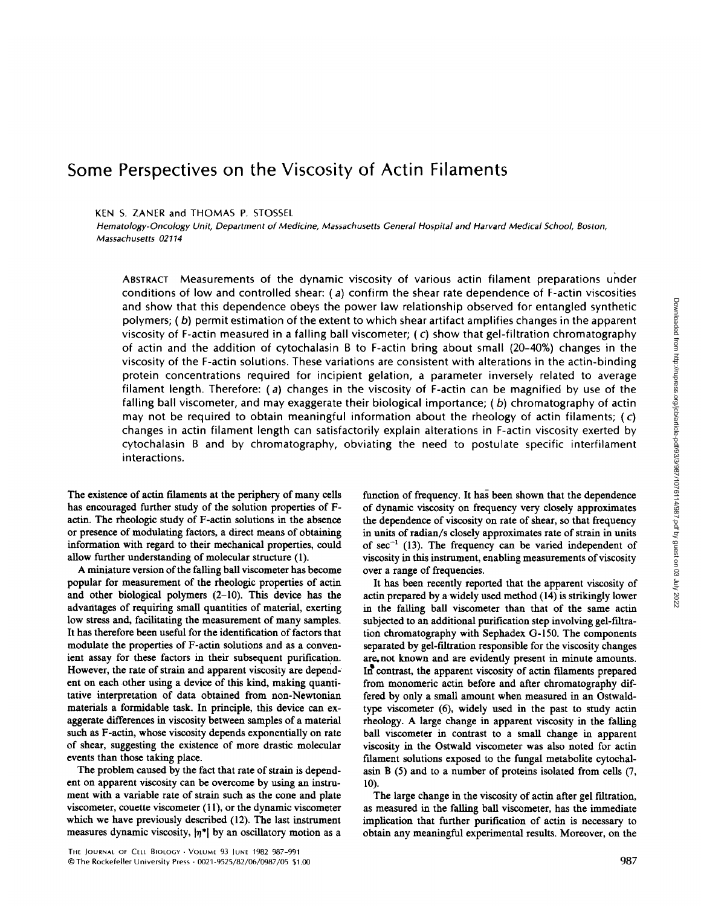# Some Perspectives on the Viscosity of Actin Filaments

KEN S. ZANER and THOMAS P. STOSSEL

*Hematology-Oncology Unit, Department of Medicine, Massachusetts General Hospital and Harvard Medical School, Boston, Massachusetts 02114*

ABSTRACT Measurements of the dynamic viscosity of various actin filament preparations under conditions of low and controlled shear: (*a*) confirm the shear rate dependence of F-actin viscosities and show that this dependence obeys the power law relationship observed for entangled synthetic polymers; (*b*) permit estimation of the extent to which shear artifact amplifies changes in the apparent viscosity of F-actin measured in a falling ball viscometer; (*c*) show that gel-filtration chromatography of actin and the addition of cytochalasin B to F-actin bring about small (20–40%) changes in the viscosity of the F-actin solutions. These variations are consistent with alterations in the actin-binding protein concentrations required for incipient gelation, a parameter inversely related to average filament length. Therefore: (*a*) changes in the viscosity of F-actin can be magnified by use of the falling ball viscometer, and may exaggerate their biological importance; (*b*) chromatography of actin may not be required to obtain meaningful information about the rheology of actin filaments; (*c*) changes in actin filament length can satisfactorily explain alterations in F-actin viscosity exerted by cytochalasin B and by chromatography, obviating the need to postulate specific interfilament interactions.

The existence of actin filaments at the periphery of many cells has encouraged further study of the solution properties of F-actin. The rheologic study of F-actin solutions in the absence or presence of modulating factors, a direct means of obtaining information with regard to their mechanical properties, could allow further understanding of molecular structure (1).

A miniature version of the falling ball viscometer has become popular for measurement of the rheologic properties of actin and other biological polymers (2–10). This device has the advantages of requiring small quantities of material, exerting low stress and, facilitating the measurement of many samples. It has therefore been useful for the identification of factors that modulate the properties of F-actin solutions and as a convenient assay for these factors in their subsequent purification. However, the rate of strain and apparent viscosity are dependent on each other using a device of this kind, making quantitative interpretation of data obtained from non-Newtonian materials a formidable task. In principle, this device can exaggerate differences in viscosity between samples of a material such as F-actin, whose viscosity depends exponentially on rate of shear, suggesting the existence of more drastic molecular events than those taking place.

The problem caused by the fact that rate of strain is dependent on apparent viscosity can be overcome by using an instrument with a variable rate of strain such as the cone and plate viscometer, couette viscometer (11), or the dynamic viscometer which we have previously described (12). The last instrument measures dynamic viscosity, $|\eta^*|$ by an oscillatory motion as a function of frequency. It has been shown that the dependence of dynamic viscosity on frequency very closely approximates the dependence of viscosity on rate of shear, so that frequency in units of radian/s closely approximates rate of strain in units of $sec^{-1}$ (13). The frequency can be varied independent of viscosity in this instrument, enabling measurements of viscosity over a range of frequencies.

It has been recently reported that the apparent viscosity of actin prepared by a widely used method (14) is strikingly lower in the falling ball viscometer than that of the same actin subjected to an additional purification step involving gel-filtration chromatography with Sephadex G-150. The components separated by gel-filtration responsible for the viscosity changes are not known and are evidently present in minute amounts. In contrast, the apparent viscosity of actin filaments prepared from monomeric actin before and after chromatography differed by only a small amount when measured in an Ostwald-type viscometer (6), widely used in the past to study actin rheology. A large change in apparent viscosity in the falling ball viscometer in contrast to a small change in apparent viscosity in the Ostwald viscometer was also noted for actin filament solutions exposed to the fungal metabolite cytochalasin B (5) and to a number of proteins isolated from cells (7, 10).

The large change in the viscosity of actin after gel filtration, as measured in the falling ball viscometer, has the immediate implication that further purification of actin is necessary to obtain any meaningful experimental results. Moreover, on the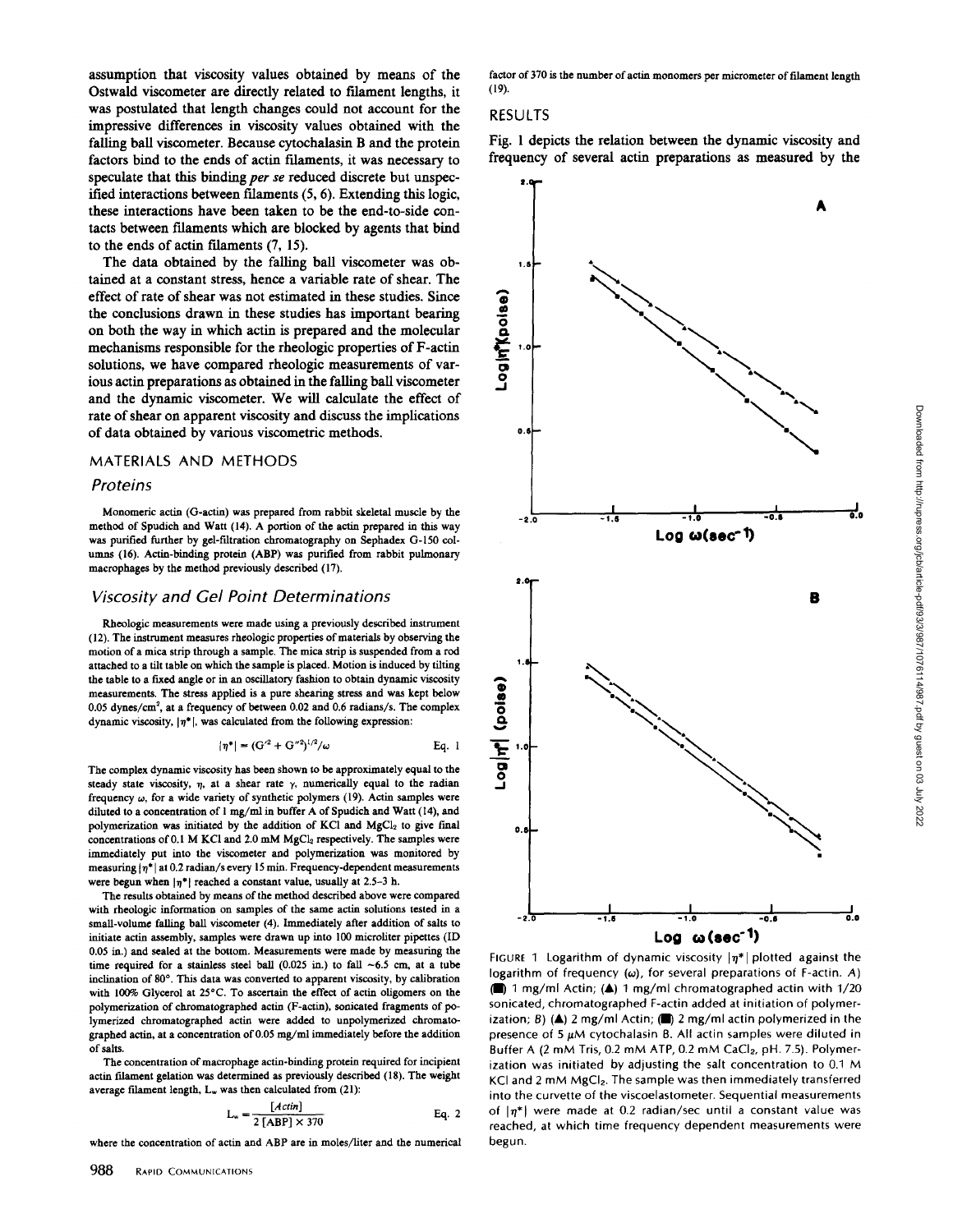assumption that viscosity values obtained by means of the Ostwald viscometer are directly related to filament lengths, it was postulated that length changes could not account for the impressive differences in viscosity values obtained with the falling ball viscometer. Because cytochalasin B and the protein factors bind to the ends of actin filaments, it was necessary to speculate that this binding *per se* reduced discrete but unspecified interactions between filaments (5, 6). Extending this logic, these interactions have been taken to be the end-to-side contacts between filaments which are blocked by agents that bind to the ends of actin filaments (7, 15).

The data obtained by the falling ball viscometer was obtained at a constant stress, hence a variable rate of shear. The effect of rate of shear was not estimated in these studies. Since the conclusions drawn in these studies has important bearing on both the way in which actin is prepared and the molecular mechanisms responsible for the rheologic properties of F-actin solutions, we have compared rheologic measurements of various actin preparations as obtained in the falling ball viscometer and the dynamic viscometer. We will calculate the effect of rate of shear on apparent viscosity and discuss the implications of data obtained by various viscometric methods.

## MATERIALS AND METHODS

### Proteins

Monomeric actin (G-actin) was prepared from rabbit skeletal muscle by the method of Spudich and Watt (14). A portion of the actin prepared in this way was purified further by gel-filtration chromatography on Sephadex G-150 columns (16). Actin-binding protein (ABP) was purified from rabbit pulmonary macrophages by the method previously described (17).

### Viscosity and Gel Point Determinations

Rheologic measurements were made using a previously described instrument (12). The instrument measures rheologic properties of materials by observing the motion of a mica strip through a sample. The mica strip is suspended from a rod attached to a tilt table on which the sample is placed. Motion is induced by tilting the table to a fixed angle or in an oscillatory fashion to obtain dynamic viscosity measurements. The stress applied is a pure shearing stress and was kept below 0.05 dynes/cm$^2$, at a frequency of between 0.02 and 0.6 radians/s. The complex dynamic viscosity, $|\eta^*|$, was calculated from the following expression:

$$|\eta^*| = (G'^2 + G''^2)^{1/2}/\omega \qquad \text{Eq. 1}$$

The complex dynamic viscosity has been shown to be approximately equal to the steady state viscosity, $\eta$, at a shear rate $\gamma$, numerically equal to the radian frequency $\omega$, for a wide variety of synthetic polymers (19). Actin samples were diluted to a concentration of 1 mg/ml in buffer A of Spudich and Watt (14), and polymerization was initiated by the addition of KCl and $MgCl_2$ to give final concentrations of 0.1 M KCl and 2.0 mM $MgCl_2$ respectively. The samples were immediately put into the viscometer and polymerization was monitored by measuring $|\eta^*|$ at 0.2 radian/s every 15 min. Frequency-dependent measurements were begun when $|\eta^*|$ reached a constant value, usually at 2.5–3 h.

The results obtained by means of the method described above were compared with rheologic information on samples of the same actin solutions tested in a small-volume falling ball viscometer (4). Immediately after addition of salts to initiate actin assembly, samples were drawn up into 100 microliter pipettes (ID 0.05 in.) and sealed at the bottom. Measurements were made by measuring the time required for a stainless steel ball (0.025 in.) to fall ~6.5 cm, at a tube inclination of 80°. This data was converted to apparent viscosity, by calibration with 100% Glycerol at 25°C. To ascertain the effect of actin oligomers on the polymerization of chromatographed actin (F-actin), sonicated fragments of polymerized chromatographed actin were added to unpolymerized chromatographed actin, at a concentration of 0.05 mg/ml immediately before the addition of salts.

The concentration of macrophage actin-binding protein required for incipient actin filament gelation was determined as previously described (18). The weight average filament length, $L_w$ was then calculated from (21):

$$L_w = \frac{[Actin]}{2\,[ABP] \times 370} \qquad \text{Eq. 2}$$

where the concentration of actin and ABP are in moles/liter and the numerical factor of 370 is the number of actin monomers per micrometer of filament length (19).

## RESULTS

Fig. 1 depicts the relation between the dynamic viscosity and frequency of several actin preparations as measured by the

FIGURE 1 Logarithm of dynamic viscosity $|\eta^*|$ plotted against the logarithm of frequency ($\omega$), for several preparations of F-actin. *A*) (■) 1 mg/ml Actin; (▲) 1 mg/ml chromatographed actin with 1/20 sonicated, chromatographed F-actin added at initiation of polymerization; *B*) (▲) 2 mg/ml Actin; (■) 2 mg/ml actin polymerized in the presence of 5 μM cytochalasin B. All actin samples were diluted in Buffer A (2 mM Tris, 0.2 mM ATP, 0.2 mM $CaCl_2$, pH. 7.5). Polymerization was initiated by adjusting the salt concentration to 0.1 M KCl and 2 mM $MgCl_2$. The sample was then immediately transferred into the curvette of the viscoelastometer. Sequential measurements of $|\eta^*|$ were made at 0.2 radian/sec until a constant value was reached, at which time frequency dependent measurements were begun.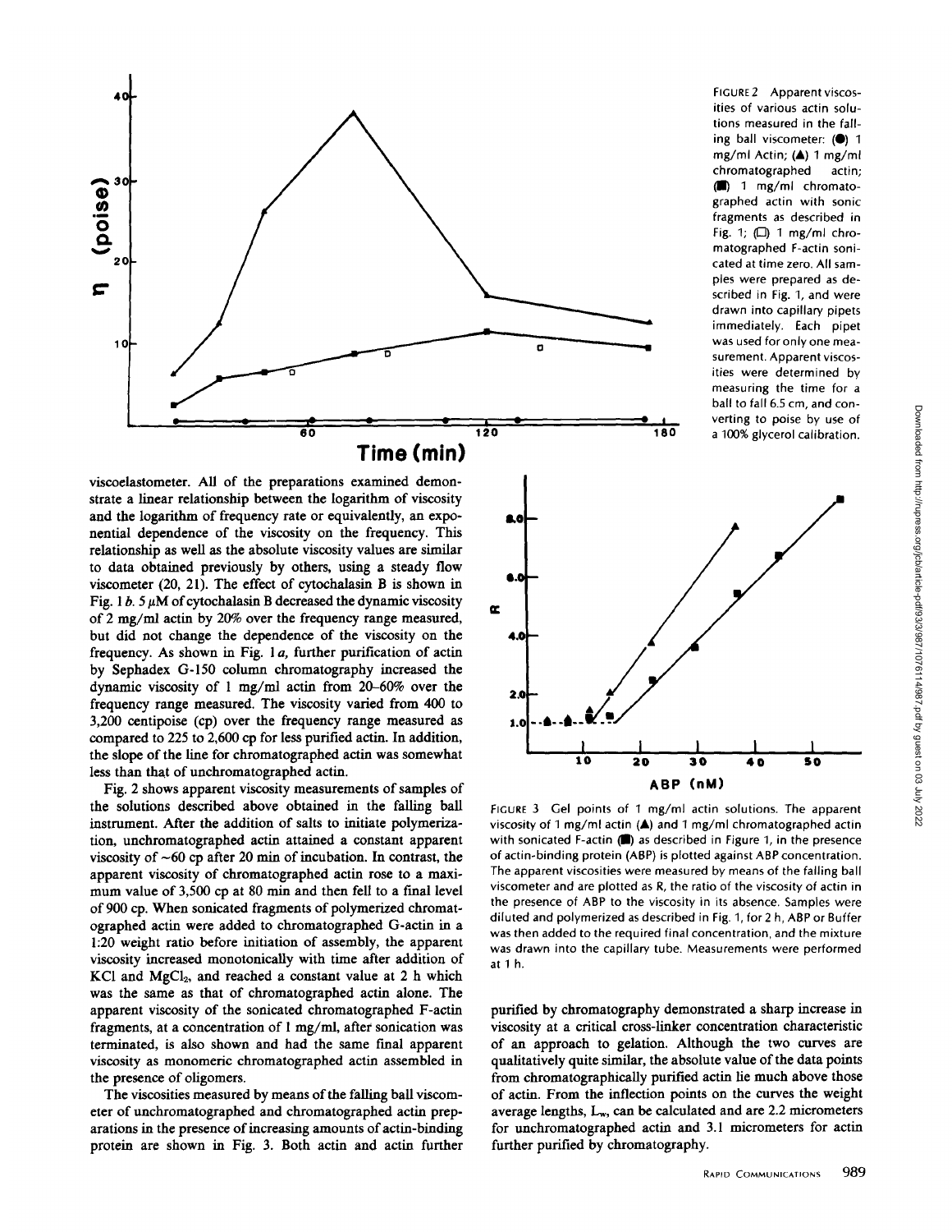FIGURE 2 Apparent viscosities of various actin solutions measured in the falling ball viscometer: (●) 1 mg/ml Actin; (▲) 1 mg/ml chromatographed actin; (■) 1 mg/ml chromatographed actin with sonic fragments as described in Fig. 1; (□) 1 mg/ml chromatographed F-actin sonicated at time zero. All samples were prepared as described in Fig. 1, and were drawn into capillary pipets immediately. Each pipet was used for only one measurement. Apparent viscosities were determined by measuring the time for a ball to fall 6.5 cm, and converting to poise by use of a 100% glycerol calibration.

viscoelastometer. All of the preparations examined demonstrate a linear relationship between the logarithm of viscosity and the logarithm of frequency rate or equivalently, an exponential dependence of the viscosity on the frequency. This relationship as well as the absolute viscosity values are similar to data obtained previously by others, using a steady flow viscometer (20, 21). The effect of cytochalasin B is shown in Fig. 1 *b*. 5 μM of cytochalasin B decreased the dynamic viscosity of 2 mg/ml actin by 20% over the frequency range measured, but did not change the dependence of the viscosity on the frequency. As shown in Fig. 1 *a*, further purification of actin by Sephadex G-150 column chromatography increased the dynamic viscosity of 1 mg/ml actin from 20–60% over the frequency range measured. The viscosity varied from 400 to 3,200 centipoise (cp) over the frequency range measured as compared to 225 to 2,600 cp for less purified actin. In addition, the slope of the line for chromatographed actin was somewhat less than that of unchromatographed actin.

Fig. 2 shows apparent viscosity measurements of samples of the solutions described above obtained in the falling ball instrument. After the addition of salts to initiate polymerization, unchromatographed actin attained a constant apparent viscosity of ~60 cp after 20 min of incubation. In contrast, the apparent viscosity of chromatographed actin rose to a maximum value of 3,500 cp at 80 min and then fell to a final level of 900 cp. When sonicated fragments of polymerized chromatographed actin were added to chromatographed G-actin in a 1:20 weight ratio before initiation of assembly, the apparent viscosity increased monotonically with time after addition of KCl and $MgCl_2$, and reached a constant value at 2 h which was the same as that of chromatographed actin alone. The apparent viscosity of the sonicated chromatographed F-actin fragments, at a concentration of 1 mg/ml, after sonication was terminated, is also shown and had the same final apparent viscosity as monomeric chromatographed actin assembled in the presence of oligomers.

The viscosities measured by means of the falling ball viscometer of unchromatographed and chromatographed actin preparations in the presence of increasing amounts of actin-binding protein are shown in Fig. 3. Both actin and actin further purified by chromatography demonstrated a sharp increase in viscosity at a critical cross-linker concentration characteristic of an approach to gelation. Although the two curves are qualitatively quite similar, the absolute value of the data points from chromatographically purified actin lie much above those of actin. From the inflection points on the curves the weight average lengths, $L_w$, can be calculated and are 2.2 micrometers for unchromatographed actin and 3.1 micrometers for actin further purified by chromatography.

FIGURE 3 Gel points of 1 mg/ml actin solutions. The apparent viscosity of 1 mg/ml actin (▲) and 1 mg/ml chromatographed actin with sonicated F-actin (■) as described in Figure 1, in the presence of actin-binding protein (ABP) is plotted against ABP concentration. The apparent viscosities were measured by means of the falling ball viscometer and are plotted as R, the ratio of the viscosity of actin in the presence of ABP to the viscosity in its absence. Samples were diluted and polymerized as described in Fig. 1, for 2 h, ABP or Buffer was then added to the required final concentration, and the mixture was drawn into the capillary tube. Measurements were performed at 1 h.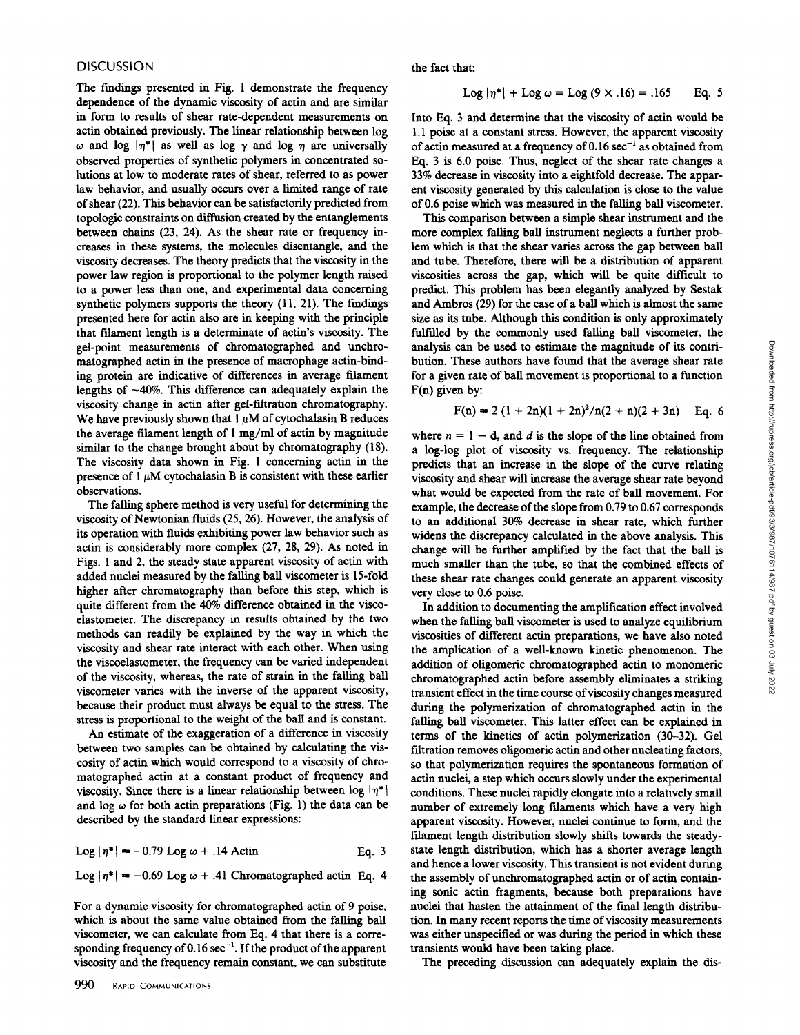## DISCUSSION

The findings presented in Fig. 1 demonstrate the frequency dependence of the dynamic viscosity of actin and are similar in form to results of shear rate-dependent measurements on actin obtained previously. The linear relationship between log $\omega$ and log $|\eta^*|$ as well as log $\gamma$ and log $\eta$ are universally observed properties of synthetic polymers in concentrated solutions at low to moderate rates of shear, referred to as power law behavior, and usually occurs over a limited range of rate of shear (22). This behavior can be satisfactorily predicted from topologic constraints on diffusion created by the entanglements between chains (23, 24). As the shear rate or frequency increases in these systems, the molecules disentangle, and the viscosity decreases. The theory predicts that the viscosity in the power law region is proportional to the polymer length raised to a power less than one, and experimental data concerning synthetic polymers supports the theory (11, 21). The findings presented here for actin also are in keeping with the principle that filament length is a determinate of actin's viscosity. The gel-point measurements of chromatographed and unchromatographed actin in the presence of macrophage actin-binding protein are indicative of differences in average filament lengths of ~40%. This difference can adequately explain the viscosity change in actin after gel-filtration chromatography. We have previously shown that 1 $\mu$M of cytochalasin B reduces the average filament length of 1 mg/ml of actin by magnitude similar to the change brought about by chromatography (18). The viscosity data shown in Fig. 1 concerning actin in the presence of 1 $\mu$M cytochalasin B is consistent with these earlier observations.

The falling sphere method is very useful for determining the viscosity of Newtonian fluids (25, 26). However, the analysis of its operation with fluids exhibiting power law behavior such as actin is considerably more complex (27, 28, 29). As noted in Figs. 1 and 2, the steady state apparent viscosity of actin with added nuclei measured by the falling ball viscometer is 15-fold higher after chromatography than before this step, which is quite different from the 40% difference obtained in the viscoelastometer. The discrepancy in results obtained by the two methods can readily be explained by the way in which the viscosity and shear rate interact with each other. When using the viscoelastometer, the frequency can be varied independent of the viscosity, whereas, the rate of strain in the falling ball viscometer varies with the inverse of the apparent viscosity, because their product must always be equal to the stress. The stress is proportional to the weight of the ball and is constant.

An estimate of the exaggeration of a difference in viscosity between two samples can be obtained by calculating the viscosity of actin which would correspond to a viscosity of chromatographed actin at a constant product of frequency and viscosity. Since there is a linear relationship between log $|\eta^*|$ and log $\omega$ for both actin preparations (Fig. 1) the data can be described by the standard linear expressions:

$$\text{Log } |\eta^*| = -0.79 \text{ Log } \omega + .14 \text{ Actin} \qquad \text{Eq. 3}$$

$$\text{Log } |\eta^*| = -0.69 \text{ Log } \omega + .41 \text{ Chromatographed actin} \qquad \text{Eq. 4}$$

For a dynamic viscosity for chromatographed actin of 9 poise, which is about the same value obtained from the falling ball viscometer, we can calculate from Eq. 4 that there is a corresponding frequency of 0.16 $\text{sec}^{-1}$. If the product of the apparent viscosity and the frequency remain constant, we can substitute the fact that:

$$\text{Log } |\eta^*| + \text{Log } \omega = \text{Log } (9 \times .16) = .165 \qquad \text{Eq. 5}$$

Into Eq. 3 and determine that the viscosity of actin would be 1.1 poise at a constant stress. However, the apparent viscosity of actin measured at a frequency of 0.16 $\text{sec}^{-1}$ as obtained from Eq. 3 is 6.0 poise. Thus, neglect of the shear rate changes a 33% decrease in viscosity into a eightfold decrease. The apparent viscosity generated by this calculation is close to the value of 0.6 poise which was measured in the falling ball viscometer.

This comparison between a simple shear instrument and the more complex falling ball instrument neglects a further problem which is that the shear varies across the gap between ball and tube. Therefore, there will be a distribution of apparent viscosities across the gap, which will be quite difficult to predict. This problem has been elegantly analyzed by Sestak and Ambros (29) for the case of a ball which is almost the same size as its tube. Although this condition is only approximately fulfilled by the commonly used falling ball viscometer, the analysis can be used to estimate the magnitude of its contribution. These authors have found that the average shear rate for a given rate of ball movement is proportional to a function F(n) given by:

$$F(n) = 2\,(1 + 2n)(1 + 2n)^2/n(2 + n)(2 + 3n) \qquad \text{Eq. 6}$$

where $n = 1 - d$, and $d$ is the slope of the line obtained from a log-log plot of viscosity vs. frequency. The relationship predicts that an increase in the slope of the curve relating viscosity and shear will increase the average shear rate beyond what would be expected from the rate of ball movement. For example, the decrease of the slope from 0.79 to 0.67 corresponds to an additional 30% decrease in shear rate, which further widens the discrepancy calculated in the above analysis. This change will be further amplified by the fact that the ball is much smaller than the tube, so that the combined effects of these shear rate changes could generate an apparent viscosity very close to 0.6 poise.

In addition to documenting the amplification effect involved when the falling ball viscometer is used to analyze equilibrium viscosities of different actin preparations, we have also noted the amplication of a well-known kinetic phenomenon. The addition of oligomeric chromatographed actin to monomeric chromatographed actin before assembly eliminates a striking transient effect in the time course of viscosity changes measured during the polymerization of chromatographed actin in the falling ball viscometer. This latter effect can be explained in terms of the kinetics of actin polymerization (30–32). Gel filtration removes oligomeric actin and other nucleating factors, so that polymerization requires the spontaneous formation of actin nuclei, a step which occurs slowly under the experimental conditions. These nuclei rapidly elongate into a relatively small number of extremely long filaments which have a very high apparent viscosity. However, nuclei continue to form, and the filament length distribution slowly shifts towards the steady-state length distribution, which has a shorter average length and hence a lower viscosity. This transient is not evident during the assembly of unchromatographed actin or of actin containing sonic actin fragments, because both preparations have nuclei that hasten the attainment of the final length distribution. In many recent reports the time of viscosity measurements was either unspecified or was during the period in which these transients would have been taking place.

The preceding discussion can adequately explain the dis-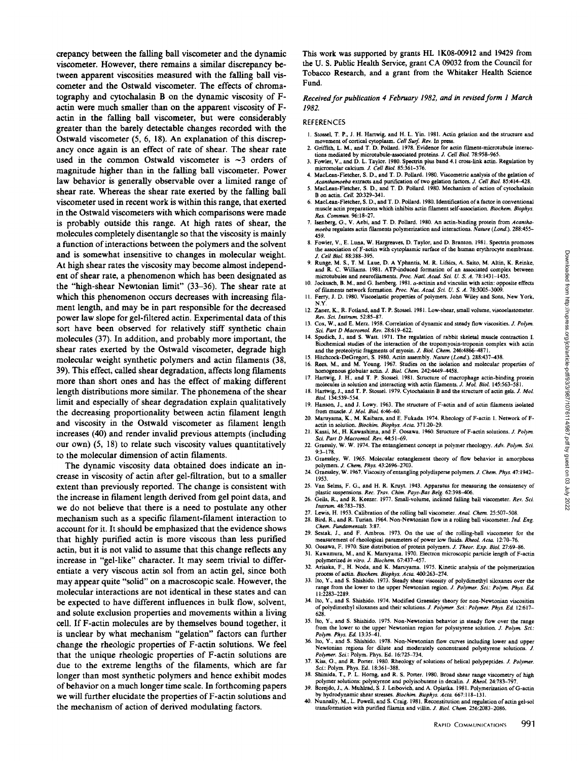crepancy between the falling ball viscometer and the dynamic viscometer. However, there remains a similar discrepancy between apparent viscosities measured with the falling ball viscometer and the Ostwald viscometer. The effects of chromatography and cytochalasin B on the dynamic viscosity of F-actin were much smaller than on the apparent viscosity of F-actin in the falling ball viscometer, but were considerably greater than the barely detectable changes recorded with the Ostwald viscometer (5, 6, 18). An explanation of this discrepancy once again is an effect of rate of shear. The shear rate used in the common Ostwald viscometer is ~3 orders of magnitude higher than in the falling ball viscometer. Power law behavior is generally observable over a limited range of shear rate. Whereas the shear rate exerted by the falling ball viscometer used in recent work is within this range, that exerted in the Ostwald viscometers with which comparisons were made is probably outside this range. At high rates of shear, the molecules completely disentangle so that the viscosity is mainly a function of interactions between the polymers and the solvent and is somewhat insensitive to changes in molecular weight. At high shear rates the viscosity may become almost independent of shear rate, a phenomenon which has been designated as the "high-shear Newtonian limit" (33–36). The shear rate at which this phenomenon occurs decreases with increasing filament length, and may be in part responsible for the decreased power law slope for gel-filtered actin. Experimental data of this sort have been observed for relatively stiff synthetic chain molecules (37). In addition, and probably more important, the shear rates exerted by the Ostwald viscometer, degrade high molecular weight synthetic polymers and actin filaments (38, 39). This effect, called shear degradation, affects long filaments more than short ones and has the effect of making different length distributions more similar. The phonemena of the shear limit and especially of shear degradation explain qualitatively the decreasing proportionality between actin filament length and viscosity in the Ostwald viscometer as filament length increases (40) and render invalid previous attempts (including our own) (5, 18) to relate such viscosity values quantitatively to the molecular dimension of actin filaments.

The dynamic viscosity data obtained does indicate an increase in viscosity of actin after gel-filtration, but to a smaller extent than previously reported. The change is consistent with the increase in filament length derived from gel point data, and we do not believe that there is a need to postulate any other mechanism such as a specific filament-filament interaction to account for it. It should be emphasized that the evidence shows that highly purified actin is more viscous than less purified actin, but it is not valid to assume that this change reflects any increase in "gel-like" character. It may seem trivial to differentiate a very viscous actin sol from an actin gel, since both may appear quite "solid" on a macroscopic scale. However, the molecular interactions are not identical in these states and can be expected to have different influences in bulk flow, solvent, and solute exclusion properties and movements within a living cell. If F-actin molecules are by themselves bound together, it is unclear by what mechanism "gelation" factors can further change the rheologic properties of F-actin solutions. We feel that the unique rheologic properties of F-actin solutions are due to the extreme lengths of the filaments, which are far longer than most synthetic polymers and hence exhibit modes of behavior on a much longer time scale. In forthcoming papers we will further elucidate the properties of F-actin solutions and the mechanism of action of derived modulating factors.

This work was supported by grants HL 1K08-00912 and 19429 from the U. S. Public Health Service, grant CA 09032 from the Council for Tobacco Research, and a grant from the Whitaker Health Science Fund.

*Received for publication 4 February 1982, and in revised form 1 March 1982.*

## REFERENCES

1. Stossel, T. P., J. H. Hartwig, and H. L. Yin. 1981. Actin gelation and the structure and movement of cortical cytoplasm. *Cell Surf. Rev.* In press.
2. Griffith, L. M., and T. D. Pollard. 1978. Evidence for actin filment-microtubule interactions mediated by microtubule-associated proteins. *J. Cell Biol.* 78:958–965.
3. Fowler, V., and D. L. Taylor. 1980. Spectrin plus band 4.1 cross-link actin. Regulation by micromolar calcium. *J. Cell Biol.* 85:361–376.
4. MacLean-Fletcher, S. D., and T. D. Pollard. 1980. Viscometric analysis of the gelation of *Acanthamoeba* extracts and purification of two gelation factors. *J. Cell Biol.* 85:414–428.
5. MacLean-Fletcher, S. D., and T. D. Pollard. 1980. Mechanism of action of cytochalasin B on actin. *Cell.* 20:329–341.
6. MacLean-Fletcher, S. D., and T. D. Pollard. 1980. Identification of a factor in conventional muscle actin preparations which inhibits actin filament self-association. *Biochem. Biophys. Res. Commun.* 96:18–27.
7. Isenberg, G., V. Aebi, and T. D. Pollard. 1980. An actin-binding protein from *Acanthamoeba* regulates actin filaments polymerization and interactions. *Nature (Lond.).* 288:455–459.
8. Fowler, V., E. Luna, W. Hargreaves, D. Taylor, and D. Branton. 1981. Spectrin promotes the association of F-actin with cytoplasmic surface of the human erythrocyte membrane. *J. Cell Biol.* 88:388–395.
9. Runge, M. S., T. M. Laue, D. A Yphantis, M. R. Lifsics, A. Saito, M. Altin, K. Reinke, and R. C. Williams. 1981. ATP-induced formation of an associated complex between microtubules and neurofilaments. *Proc. Natl. Acad. Sci. U. S. A.* 78:1431–1435.
10. Jockusch, B. M., and G. Isenberg. 1981. α-actinin and vinculin with actin: opposite effects of filaments network formation. *Proc. Nat. Acad. Sci. U. S. A.* 78:3005–3009.
11. Ferry, J. D. 1980. Viscoelastic properties of polymers. John Wiley and Sons, New York, N.Y.
12. Zaner, K., R. Fotland, and T. P. Stossel. 1981. Low-shear, small volume, viscoelastometer. *Rev. Sci. Instrum.* 52:85–87.
13. Cox, W., and E. Merz. 1958. Correlation of dynamic and steady flow viscosities. *J. Polym. Sci. Part D Macromol. Rev.* 28:619–622.
14. Spudich, J., and S. Watt. 1971. The regulation of rabbit skeletal muscle contraction I. Biochemical studies of the interaction of the tropomyosin-troponin complex with actin and the proteolytic fragments of myosin. *J. Biol. Chem.* 246:4866–4871.
15. Hitchcock-DeGregori, S. 1980. Actin assembly. *Nature (Lond.).* 288:437–438.
16. Rees, M., and M. Young. 1967. Studies on the isolation and molecular properties of homogenous globular actin. *J. Biol. Chem.* 242:4449–4458.
17. Hartwig, J. H., and T. P. Stossel. 1981. Structure of macrophage actin-binding protein molecules in solution and interacting with actin filaments. *J. Mol. Biol.* 145:563–581.
18. Hartwig, J., and T. P. Stossel. 1979. Cytochalasin B and the structure of actin gels. *J. Mol. Biol.* 134:539–554.
19. Hanson, J., and J. Lowy. 1963. The structure of F-actin and of actin filaments isolated from muscle. *J. Mol. Biol.* 6:46–60.
20. Maruyama, K., M. Kaibara, and E. Fukada. 1974. Rheology of F-actin 1. Network of F-actin in solution. *Biochim. Biophys. Acta.* 371:20–29.
21. Kasai, M., H. Kawashima, and F. Oosawa. 1960. Structure of F-actin solutions. *J. Polym. Sci. Part D Macromol. Rev.* 44:51–69.
22. Graessly, W. W. 1974. The entanglement concept in polymer rheologyy. *Adv. Polym. Sci.* 9:3–178.
23. Graessley, W. 1965. Molecular entanglement theory of flow behavior in amorphous polymers. *J. Chem. Phys.* 43:2696–2703.
24. Graessley, W. 1967. Viscosity of entangling polydisperse polymers. *J. Chem. Phys.* 47:1942–1953.
25. Van Selms, F. G., and H. R. Kruyt. 1943. Apparatus for measuring the consistency of plastic suspensions. *Rec. Trav. Chim. Pays-Bas Belg.* 62:398–406.
26. Geils, R., and R. Keezer. 1977. Small-volume, inclined falling ball viscometer. *Rev. Sci. Instrum.* 48:783–785.
27. Lewis, H. 1953. Calibration of the rolling ball viscometer. *Anal. Chem.* 25:507–508.
28. Bird, R., and R. Turian. 1964. Non-Newtonian flow in a rolling ball viscometer. *Ind. Eng. Chem. Fundamentals.* 3:87.
29. Sestak, J., and F. Ambros. 1973. On the use of the rolling-ball viscometer for the measurement of rheological parameters of power low fluids. *Rheol. Acta.* 12:70–76.
30. Oosawa, F. 1970. Size distribution of protein polymers. *J. Theor. Exp. Biol.* 27:69–86.
31. Kawamura, M., and K. Maruyama. 1970. Electron microscopic particle length of F-actin polymerized *in vitro*. *J. Biochem.* 67:437–457.
32. Arisaka, F., H. Noda, and K. Maruyama. 1975. Kinetic analysis of the polymerization process of actin. *Biochem. Biophys. Acta.* 400:263–274.
33. Ito, Y., and S. Shishido. 1973. Steady shear viscosity of polydimethyl siloxanes over the range from the lower to the upper Newtonian region. *J. Polymer. Sci.: Polym. Phys. Ed.* 11:2283–2289.
34. Ito, Y., and S. Shishido. 1974. Modified Graessley theory for non-Newtonian viscosities of polydimethyl siloxanes and their solutions. *J. Polymer. Sci.: Polymer. Phys. Ed.* 12:617–628.
35. Ito, Y., and S. Shishido. 1975. Non-Newtonian behavior in steady flow over the range from the lower to the upper Newtonian region for polystyrene solution. *J. Polym. Sci.: Polym. Phys. Ed.* 13:35–41.
36. Ito, Y., and S. Shishido. 1978. Non-Newtonian flow curves including lower and upper Newtonian regions for dilute and moderately concentrated polystyrene solutions. *J. Polymer. Sci.:* Polym. Phys. Ed. 16:725–734.
37. Kiss, G., and R. Porter. 1980. Rheology of solutions of helical polypeptides. *J. Polymer. Sci.:* Polym. Phys. Ed. 18:361–388.
38. Shimida, T., P. L. Horng, and R. S. Porter. 1980. Broad shear range viscometry of high polymer solutions: polystyrene and polyisobutene in decalin. *J. Rheol.* 24:783–797.
39. Borejdo, J., A. Muhlrad, S. J. Leibovich, and A. Oplatka. 1981. Polymerization of G-actin by hydrodynamic shear stresses. *Biochim. Biophys. Acta.* 667:118–131.
40. Nunnally, M., L. Powell, and S. Craig. 1981. Reconstitution and regulation of actin gel-sol transformation with purified filamin and villin. *J. Biol. Chem.* 256:2083–2086.